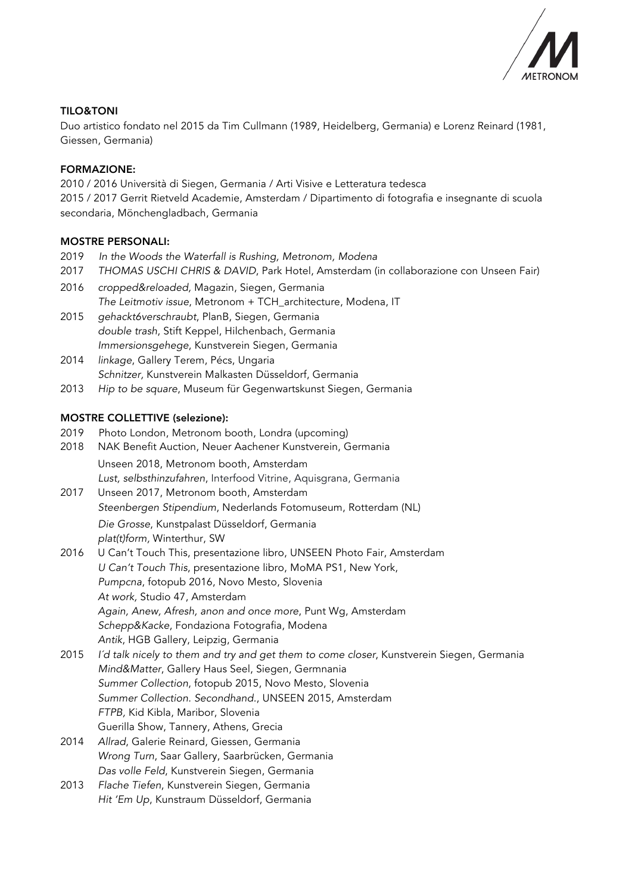## TILO&TONI

Duo artistico fondato nel 2015 da Tim Cullmann (1989, Heidelberg, Germania) e Lorenz Reinard (1981, Giessen, Germania)

### FORMAZIONE:

2010 / 2016 Università di Siegen, Germania / Arti Visive e Letteratura tedesca
2015 / 2017 Gerrit Rietveld Academie, Amsterdam / Dipartimento di fotografia e insegnante di scuola secondaria, Mönchengladbach, Germania

### MOSTRE PERSONALI:

2019 *In the Woods the Waterfall is Rushing*, Metronom, Modena
2017 *THOMAS USCHI CHRIS & DAVID*, Park Hotel, Amsterdam (in collaborazione con Unseen Fair)
2016 *cropped&reloaded,* Magazin, Siegen, Germania
*The Leitmotiv issue*, Metronom + TCH_architecture, Modena, IT
2015 *gehackt6verschraubt*, PlanB, Siegen, Germania
*double trash*, Stift Keppel, Hilchenbach, Germania
*Immersionsgehege*, Kunstverein Siegen, Germania
2014 *linkage*, Gallery Terem, Pécs, Ungaria
*Schnitzer,* Kunstverein Malkasten Düsseldorf, Germania
2013 *Hip to be square*, Museum für Gegenwartskunst Siegen, Germania

### MOSTRE COLLETTIVE (selezione):

2019 Photo London, Metronom booth, Londra (upcoming)
2018 NAK Benefit Auction, Neuer Aachener Kunstverein, Germania
Unseen 2018, Metronom booth, Amsterdam
*Lust, selbsthinzufahren*, Interfood Vitrine, Aquisgrana, Germania
2017 Unseen 2017, Metronom booth, Amsterdam
*Steenbergen Stipendium*, Nederlands Fotomuseum, Rotterdam (NL)
*Die Grosse*, Kunstpalast Düsseldorf, Germania
*plat(t)form,* Winterthur, SW
2016 U Can't Touch This, presentazione libro, UNSEEN Photo Fair, Amsterdam
*U Can't Touch This*, presentazione libro, MoMA PS1, New York,
*Pumpcna*, fotopub 2016, Novo Mesto, Slovenia
*At work,* Studio 47, Amsterdam
*Again, Anew, Afresh, anon and once more*, Punt Wg, Amsterdam
*Schepp&Kacke*, Fondaziona Fotografia, Modena
*Antik*, HGB Gallery, Leipzig, Germania
2015 *I´d talk nicely to them and try and get them to come closer*, Kunstverein Siegen, Germania
*Mind&Matter*, Gallery Haus Seel, Siegen, Germnania
*Summer Collection*, fotopub 2015, Novo Mesto, Slovenia
*Summer Collection. Secondhand.*, UNSEEN 2015, Amsterdam
*FTPB,* Kid Kibla, Maribor, Slovenia
Guerilla Show, Tannery, Athens, Grecia
2014 *Allrad*, Galerie Reinard, Giessen, Germania
*Wrong Turn*, Saar Gallery, Saarbrücken, Germania
*Das volle Feld*, Kunstverein Siegen, Germania
2013 *Flache Tiefen*, Kunstverein Siegen, Germania
*Hit 'Em Up*, Kunstraum Düsseldorf, Germania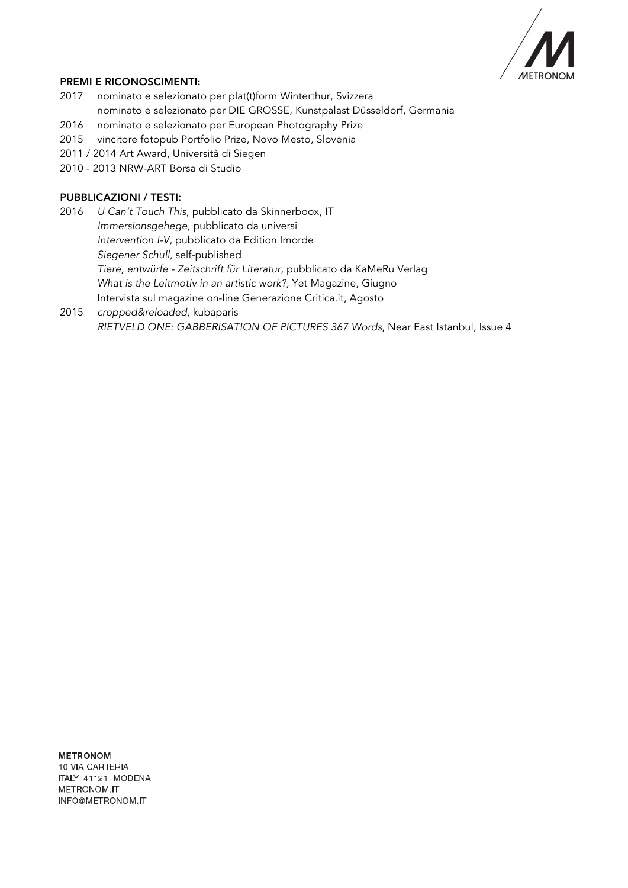## PREMI E RICONOSCIMENTI:

2017 nominato e selezionato per plat(t)form Winterthur, Svizzera
nominato e selezionato per DIE GROSSE, Kunstpalast Düsseldorf, Germania
2016 nominato e selezionato per European Photography Prize
2015 vincitore fotopub Portfolio Prize, Novo Mesto, Slovenia
2011 / 2014 Art Award, Università di Siegen
2010 - 2013 NRW-ART Borsa di Studio

## PUBBLICAZIONI / TESTI:

2016 *U Can't Touch This*, pubblicato da Skinnerboox, IT
*Immersionsgehege*, pubblicato da universi
*Intervention I-V*, pubblicato da Edition Imorde
*Siegener Schull*, self-published
*Tiere, entwürfe - Zeitschrift für Literatur*, pubblicato da KaMeRu Verlag
*What is the Leitmotiv in an artistic work?*, Yet Magazine, Giugno
Intervista sul magazine on-line Generazione Critica.it, Agosto
2015 *cropped&reloaded*, kubaparis
*RIETVELD ONE: GABBERISATION OF PICTURES 367 Words*, Near East Istanbul, Issue 4

**METRONOM**
10 VIA CARTERIA
ITALY 41121 MODENA
METRONOM.IT
INFO@METRONOM.IT